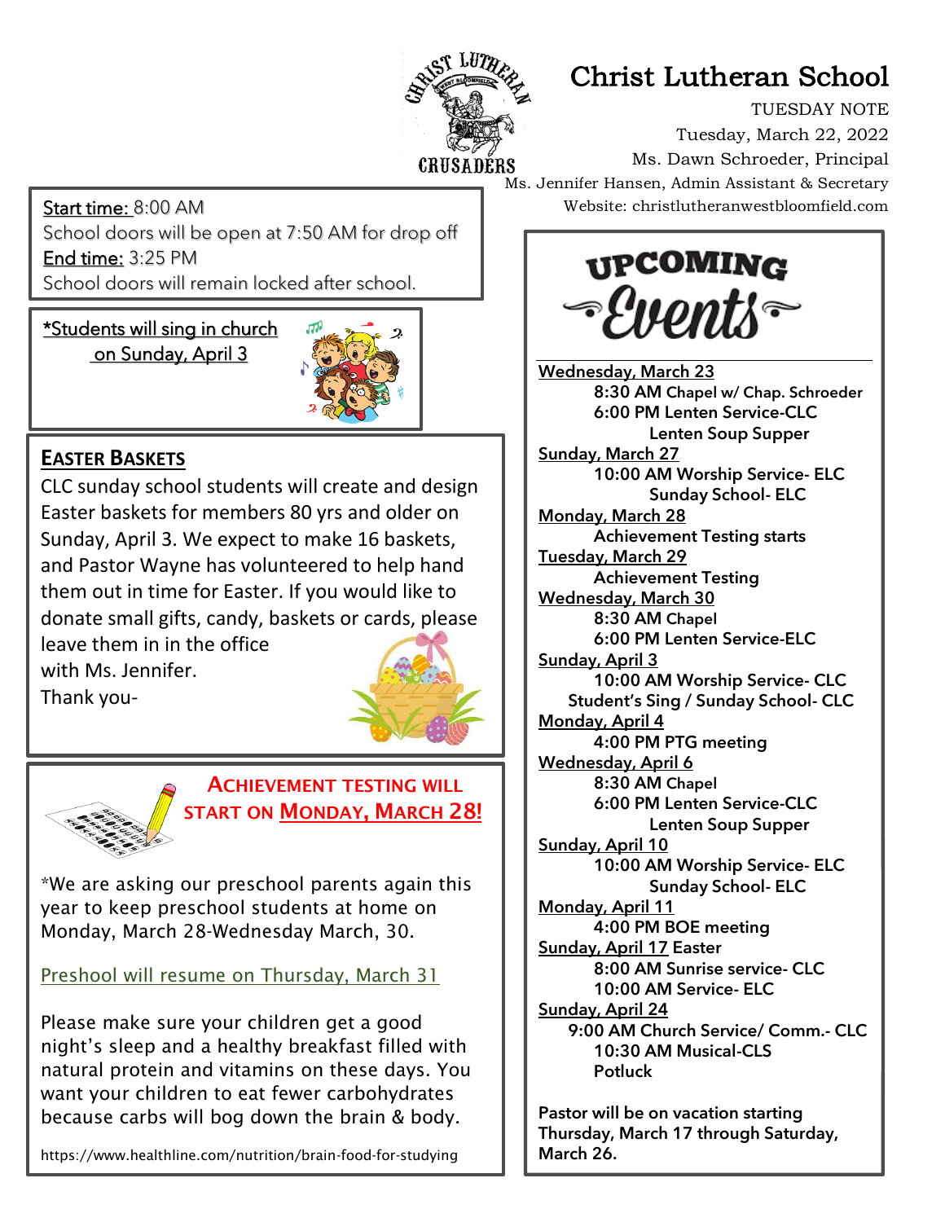# Christ Lutheran School

TUESDAY NOTE
Tuesday, March 22, 2022
Ms. Dawn Schroeder, Principal
Ms. Jennifer Hansen, Admin Assistant & Secretary
Website: christlutheranwestbloomfield.com

**Start time:** 8:00 AM
School doors will be open at 7:50 AM for drop off
**End time:** 3:25 PM
School doors will remain locked after school.

***Students will sing in church on Sunday, April 3**

## EASTER BASKETS

CLC sunday school students will create and design Easter baskets for members 80 yrs and older on Sunday, April 3. We expect to make 16 baskets, and Pastor Wayne has volunteered to help hand them out in time for Easter. If you would like to donate small gifts, candy, baskets or cards, please leave them in in the office with Ms. Jennifer.
Thank you-

## ACHIEVEMENT TESTING WILL START ON MONDAY, MARCH 28!

*We are asking our preschool parents again this year to keep preschool students at home on Monday, March 28-Wednesday March, 30.

Preshool will resume on Thursday, March 31

Please make sure your children get a good night's sleep and a healthy breakfast filled with natural protein and vitamins on these days. You want your children to eat fewer carbohydrates because carbs will bog down the brain & body.

https://www.healthline.com/nutrition/brain-food-for-studying

## UPCOMING Events

**Wednesday, March 23**
- 8:30 AM Chapel w/ Chap. Schroeder
- 6:00 PM Lenten Service-CLC
- Lenten Soup Supper

**Sunday, March 27**
- 10:00 AM Worship Service- ELC
- Sunday School- ELC

**Monday, March 28**
- Achievement Testing starts

**Tuesday, March 29**
- Achievement Testing

**Wednesday, March 30**
- 8:30 AM Chapel
- 6:00 PM Lenten Service-ELC

**Sunday, April 3**
- 10:00 AM Worship Service- CLC
- Student's Sing / Sunday School- CLC

**Monday, April 4**
- 4:00 PM PTG meeting

**Wednesday, April 6**
- 8:30 AM Chapel
- 6:00 PM Lenten Service-CLC
- Lenten Soup Supper

**Sunday, April 10**
- 10:00 AM Worship Service- ELC
- Sunday School- ELC

**Monday, April 11**
- 4:00 PM BOE meeting

**Sunday, April 17** Easter
- 8:00 AM Sunrise service- CLC
- 10:00 AM Service- ELC

**Sunday, April 24**
- 9:00 AM Church Service/ Comm.- CLC
- 10:30 AM Musical-CLS
- Potluck

**Pastor will be on vacation starting Thursday, March 17 through Saturday, March 26.**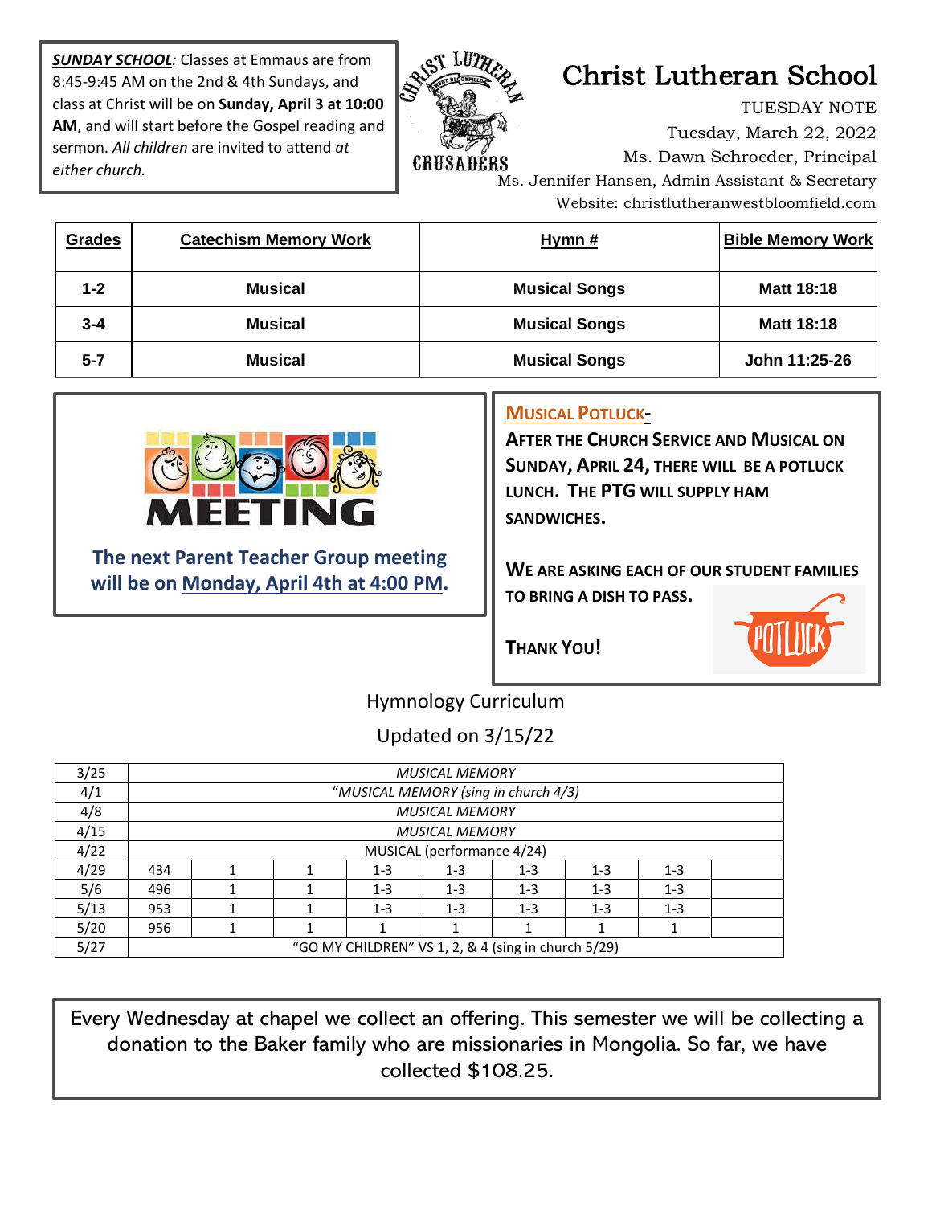***SUNDAY SCHOOL***: Classes at Emmaus are from 8:45-9:45 AM on the 2nd & 4th Sundays, and class at Christ will be on **Sunday, April 3 at 10:00 AM**, and will start before the Gospel reading and sermon. *All children* are invited to attend *at either church.*

# Christ Lutheran School

TUESDAY NOTE
Tuesday, March 22, 2022
Ms. Dawn Schroeder, Principal
Ms. Jennifer Hansen, Admin Assistant & Secretary
Website: christlutheranwestbloomfield.com

| Grades | Catechism Memory Work | Hymn # | Bible Memory Work |
|---|---|---|---|
| 1-2 | Musical | Musical Songs | Matt 18:18 |
| 3-4 | Musical | Musical Songs | Matt 18:18 |
| 5-7 | Musical | Musical Songs | John 11:25-26 |

MEETING

**The next Parent Teacher Group meeting will be on Monday, April 4th at 4:00 PM.**

**MUSICAL POTLUCK-**

**AFTER THE CHURCH SERVICE AND MUSICAL ON SUNDAY, APRIL 24, THERE WILL BE A POTLUCK LUNCH. THE PTG WILL SUPPLY HAM SANDWICHES.**

**WE ARE ASKING EACH OF OUR STUDENT FAMILIES TO BRING A DISH TO PASS.**

**THANK YOU!**

## Hymnology Curriculum

Updated on 3/15/22

| | | | | | | | | | |
|---|---|---|---|---|---|---|---|---|---|
| 3/25 | *MUSICAL MEMORY* | | | | | | | | |
| 4/1 | *"MUSICAL MEMORY (sing in church 4/3)* | | | | | | | | |
| 4/8 | *MUSICAL MEMORY* | | | | | | | | |
| 4/15 | *MUSICAL MEMORY* | | | | | | | | |
| 4/22 | MUSICAL (performance 4/24) | | | | | | | | |
| 4/29 | 434 | 1 | 1 | 1-3 | 1-3 | 1-3 | 1-3 | 1-3 | |
| 5/6 | 496 | 1 | 1 | 1-3 | 1-3 | 1-3 | 1-3 | 1-3 | |
| 5/13 | 953 | 1 | 1 | 1-3 | 1-3 | 1-3 | 1-3 | 1-3 | |
| 5/20 | 956 | 1 | 1 | 1 | 1 | 1 | 1 | 1 | |
| 5/27 | "GO MY CHILDREN" VS 1, 2, & 4 (sing in church 5/29) | | | | | | | | |

Every Wednesday at chapel we collect an offering. This semester we will be collecting a donation to the Baker family who are missionaries in Mongolia. So far, we have collected $108.25.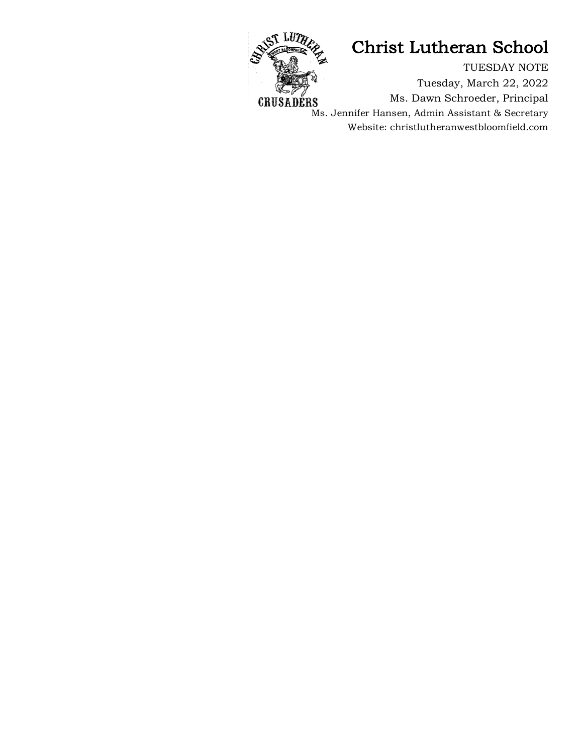# Christ Lutheran School

TUESDAY NOTE

Tuesday, March 22, 2022

Ms. Dawn Schroeder, Principal

Ms. Jennifer Hansen, Admin Assistant & Secretary

Website: christlutheranwestbloomfield.com